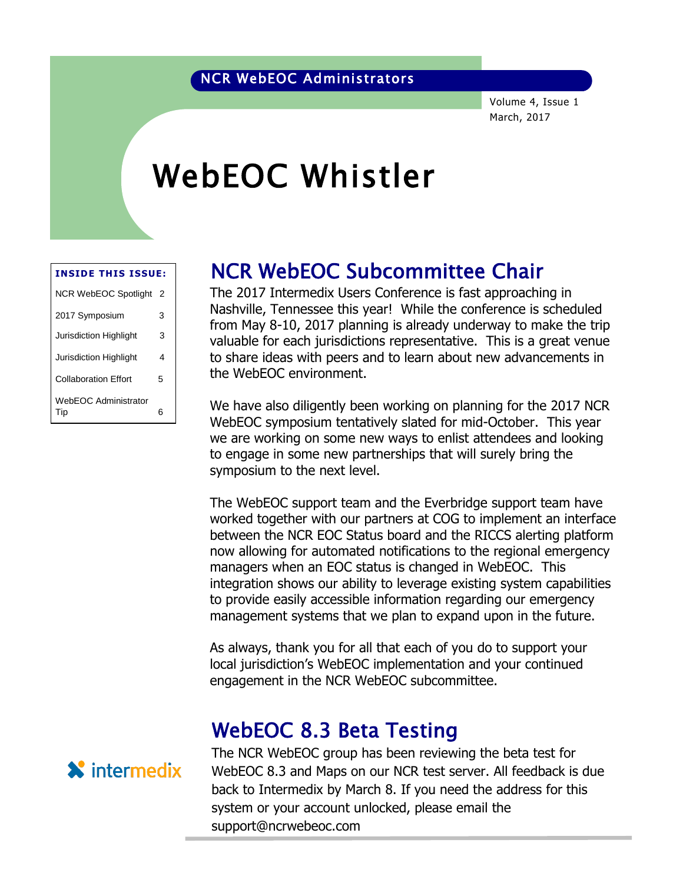NCR WebEOC Administrators

Volume 4, Issue 1
March, 2017

# WebEOC Whistler

**INSIDE THIS ISSUE:**

| | |
|---|---|
| NCR WebEOC Spotlight | 2 |
| 2017 Symposium | 3 |
| Jurisdiction Highlight | 3 |
| Jurisdiction Highlight | 4 |
| Collaboration Effort | 5 |
| WebEOC Administrator Tip | 6 |

## NCR WebEOC Subcommittee Chair

The 2017 Intermedix Users Conference is fast approaching in Nashville, Tennessee this year! While the conference is scheduled from May 8-10, 2017 planning is already underway to make the trip valuable for each jurisdictions representative. This is a great venue to share ideas with peers and to learn about new advancements in the WebEOC environment.

We have also diligently been working on planning for the 2017 NCR WebEOC symposium tentatively slated for mid-October. This year we are working on some new ways to enlist attendees and looking to engage in some new partnerships that will surely bring the symposium to the next level.

The WebEOC support team and the Everbridge support team have worked together with our partners at COG to implement an interface between the NCR EOC Status board and the RICCS alerting platform now allowing for automated notifications to the regional emergency managers when an EOC status is changed in WebEOC. This integration shows our ability to leverage existing system capabilities to provide easily accessible information regarding our emergency management systems that we plan to expand upon in the future.

As always, thank you for all that each of you do to support your local jurisdiction's WebEOC implementation and your continued engagement in the NCR WebEOC subcommittee.

## WebEOC 8.3 Beta Testing

intermedix

The NCR WebEOC group has been reviewing the beta test for WebEOC 8.3 and Maps on our NCR test server. All feedback is due back to Intermedix by March 8. If you need the address for this system or your account unlocked, please email the support@ncrwebeoc.com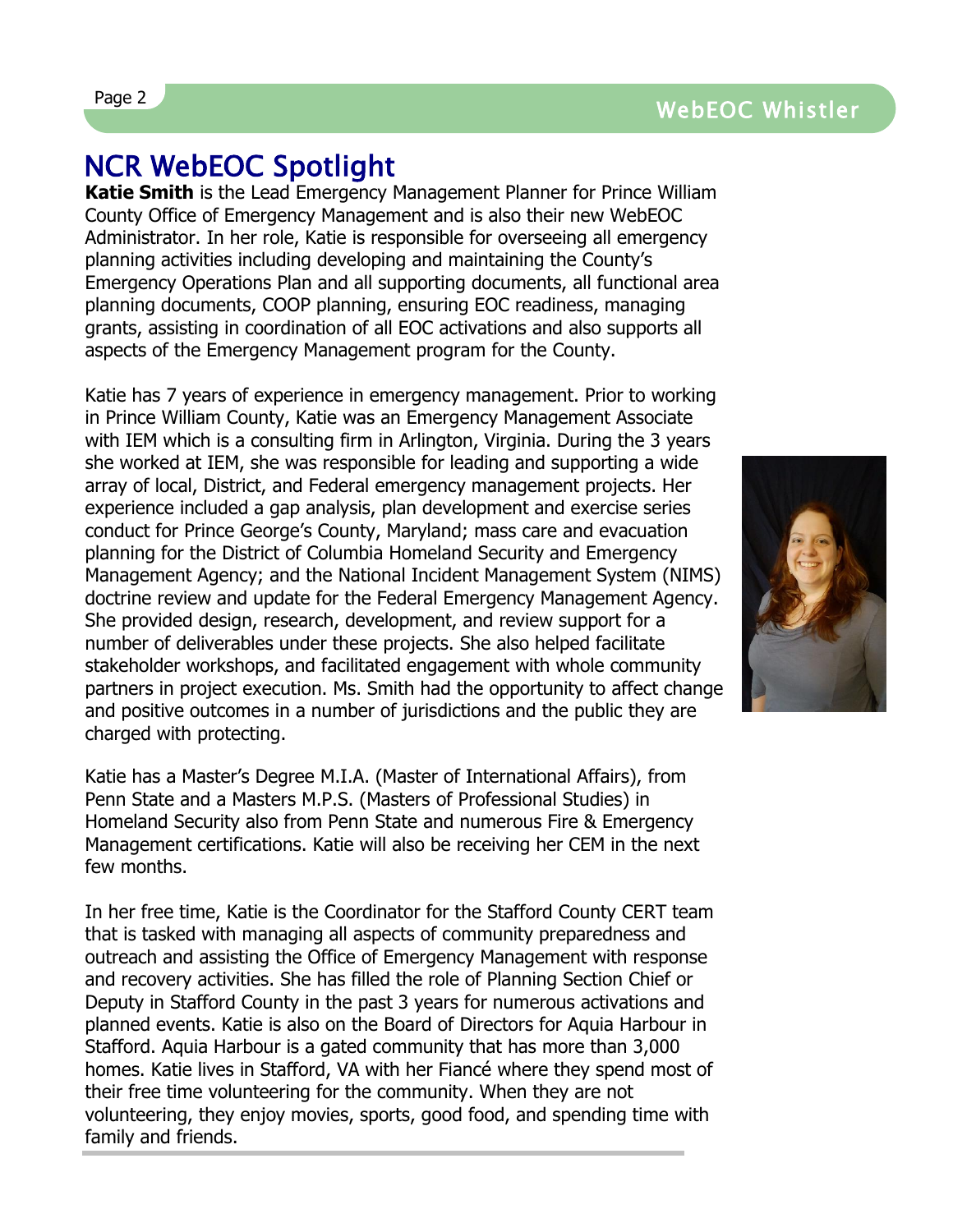# NCR WebEOC Spotlight

**Katie Smith** is the Lead Emergency Management Planner for Prince William County Office of Emergency Management and is also their new WebEOC Administrator. In her role, Katie is responsible for overseeing all emergency planning activities including developing and maintaining the County's Emergency Operations Plan and all supporting documents, all functional area planning documents, COOP planning, ensuring EOC readiness, managing grants, assisting in coordination of all EOC activations and also supports all aspects of the Emergency Management program for the County.

Katie has 7 years of experience in emergency management. Prior to working in Prince William County, Katie was an Emergency Management Associate with IEM which is a consulting firm in Arlington, Virginia. During the 3 years she worked at IEM, she was responsible for leading and supporting a wide array of local, District, and Federal emergency management projects. Her experience included a gap analysis, plan development and exercise series conduct for Prince George's County, Maryland; mass care and evacuation planning for the District of Columbia Homeland Security and Emergency Management Agency; and the National Incident Management System (NIMS) doctrine review and update for the Federal Emergency Management Agency. She provided design, research, development, and review support for a number of deliverables under these projects. She also helped facilitate stakeholder workshops, and facilitated engagement with whole community partners in project execution. Ms. Smith had the opportunity to affect change and positive outcomes in a number of jurisdictions and the public they are charged with protecting.

Katie has a Master's Degree M.I.A. (Master of International Affairs), from Penn State and a Masters M.P.S. (Masters of Professional Studies) in Homeland Security also from Penn State and numerous Fire & Emergency Management certifications. Katie will also be receiving her CEM in the next few months.

In her free time, Katie is the Coordinator for the Stafford County CERT team that is tasked with managing all aspects of community preparedness and outreach and assisting the Office of Emergency Management with response and recovery activities. She has filled the role of Planning Section Chief or Deputy in Stafford County in the past 3 years for numerous activations and planned events. Katie is also on the Board of Directors for Aquia Harbour in Stafford. Aquia Harbour is a gated community that has more than 3,000 homes. Katie lives in Stafford, VA with her Fiancé where they spend most of their free time volunteering for the community. When they are not volunteering, they enjoy movies, sports, good food, and spending time with family and friends.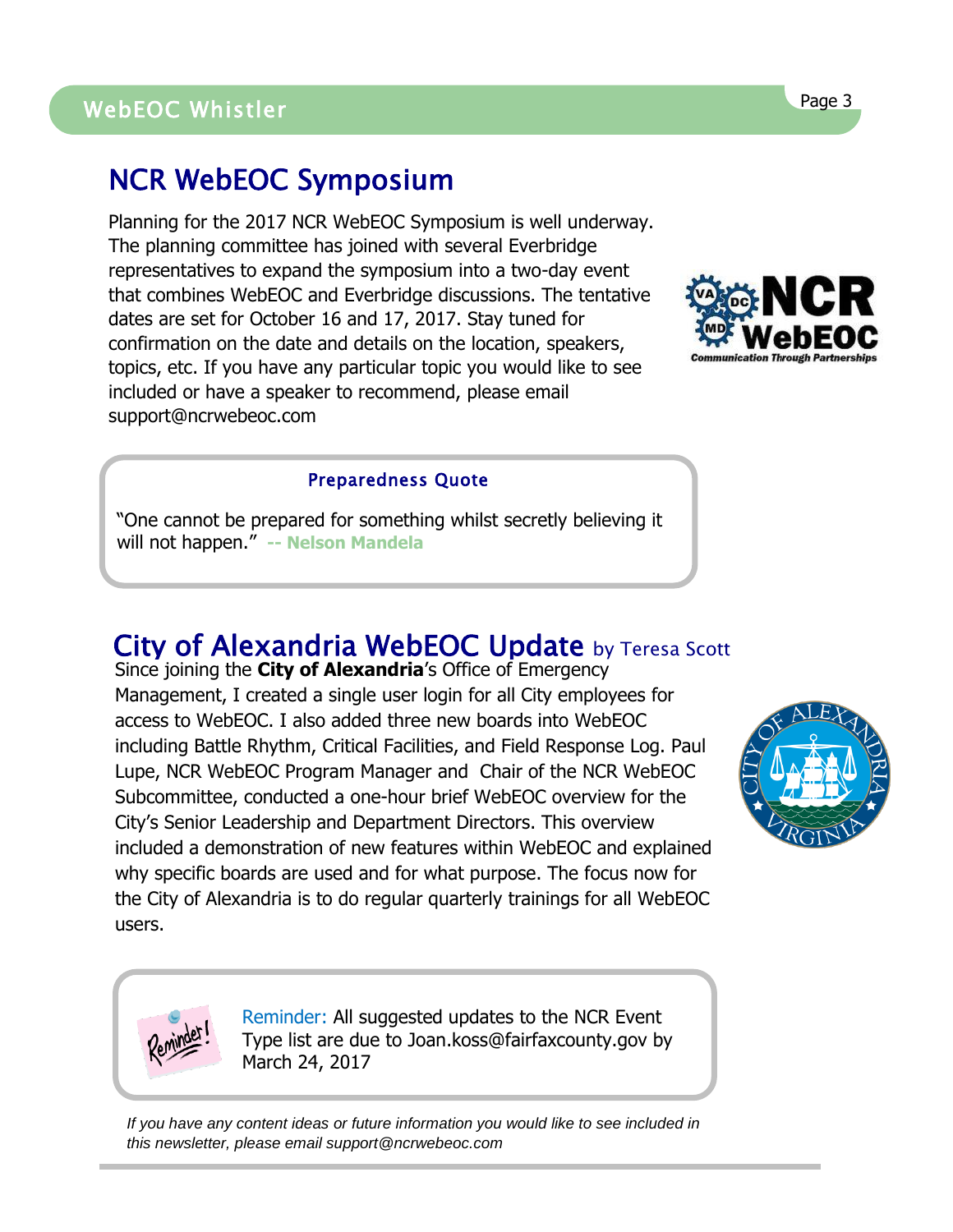## NCR WebEOC Symposium

Planning for the 2017 NCR WebEOC Symposium is well underway. The planning committee has joined with several Everbridge representatives to expand the symposium into a two-day event that combines WebEOC and Everbridge discussions. The tentative dates are set for October 16 and 17, 2017. Stay tuned for confirmation on the date and details on the location, speakers, topics, etc. If you have any particular topic you would like to see included or have a speaker to recommend, please email support@ncrwebeoc.com

### Preparedness Quote

"One cannot be prepared for something whilst secretly believing it will not happen." **-- Nelson Mandela**

## City of Alexandria WebEOC Update by Teresa Scott

Since joining the **City of Alexandria**'s Office of Emergency Management, I created a single user login for all City employees for access to WebEOC. I also added three new boards into WebEOC including Battle Rhythm, Critical Facilities, and Field Response Log. Paul Lupe, NCR WebEOC Program Manager and Chair of the NCR WebEOC Subcommittee, conducted a one-hour brief WebEOC overview for the City's Senior Leadership and Department Directors. This overview included a demonstration of new features within WebEOC and explained why specific boards are used and for what purpose. The focus now for the City of Alexandria is to do regular quarterly trainings for all WebEOC users.

Reminder: All suggested updates to the NCR Event Type list are due to Joan.koss@fairfaxcounty.gov by March 24, 2017

*If you have any content ideas or future information you would like to see included in this newsletter, please email support@ncrwebeoc.com*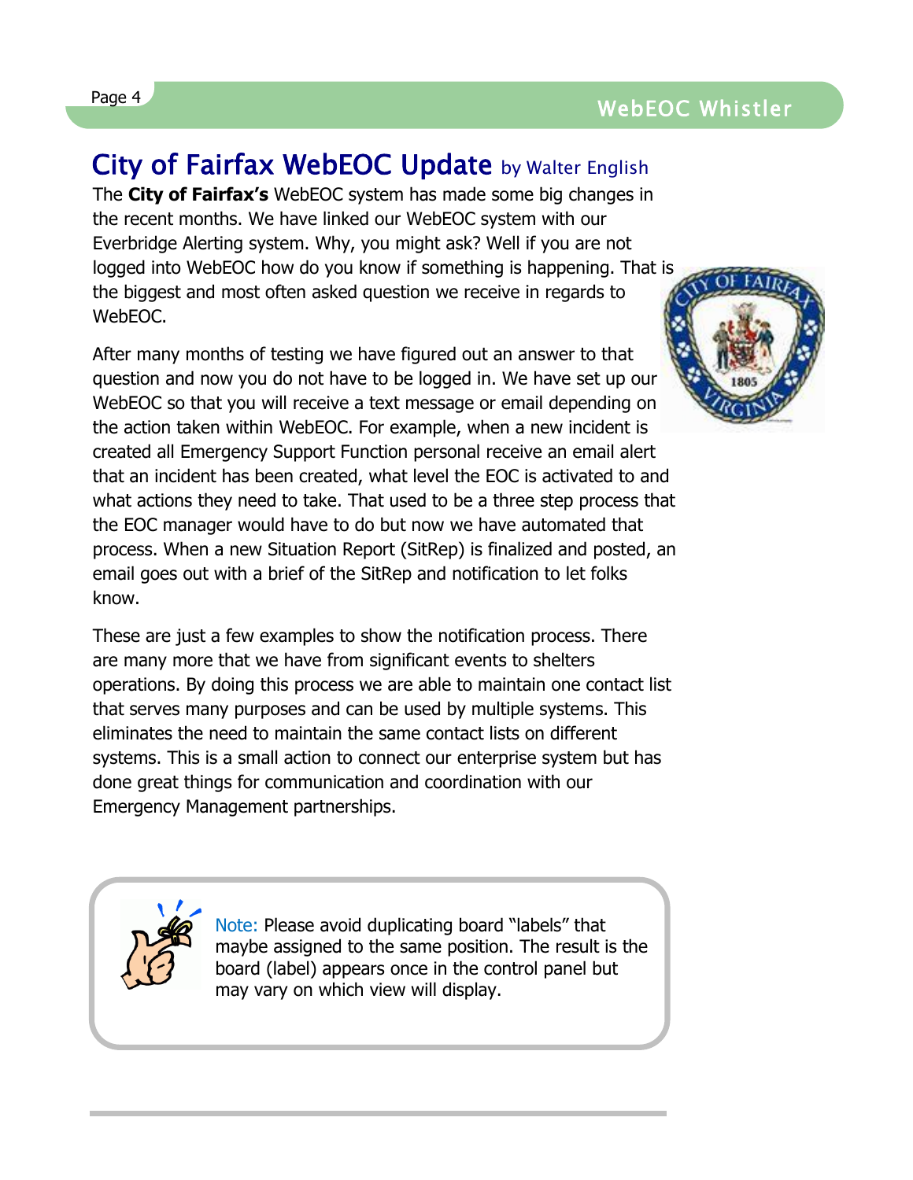# City of Fairfax WebEOC Update by Walter English

The **City of Fairfax's** WebEOC system has made some big changes in the recent months. We have linked our WebEOC system with our Everbridge Alerting system. Why, you might ask? Well if you are not logged into WebEOC how do you know if something is happening. That is the biggest and most often asked question we receive in regards to WebEOC.

After many months of testing we have figured out an answer to that question and now you do not have to be logged in. We have set up our WebEOC so that you will receive a text message or email depending on the action taken within WebEOC. For example, when a new incident is created all Emergency Support Function personal receive an email alert that an incident has been created, what level the EOC is activated to and what actions they need to take. That used to be a three step process that the EOC manager would have to do but now we have automated that process. When a new Situation Report (SitRep) is finalized and posted, an email goes out with a brief of the SitRep and notification to let folks know.

These are just a few examples to show the notification process. There are many more that we have from significant events to shelters operations. By doing this process we are able to maintain one contact list that serves many purposes and can be used by multiple systems. This eliminates the need to maintain the same contact lists on different systems. This is a small action to connect our enterprise system but has done great things for communication and coordination with our Emergency Management partnerships.

Note: Please avoid duplicating board "labels" that maybe assigned to the same position. The result is the board (label) appears once in the control panel but may vary on which view will display.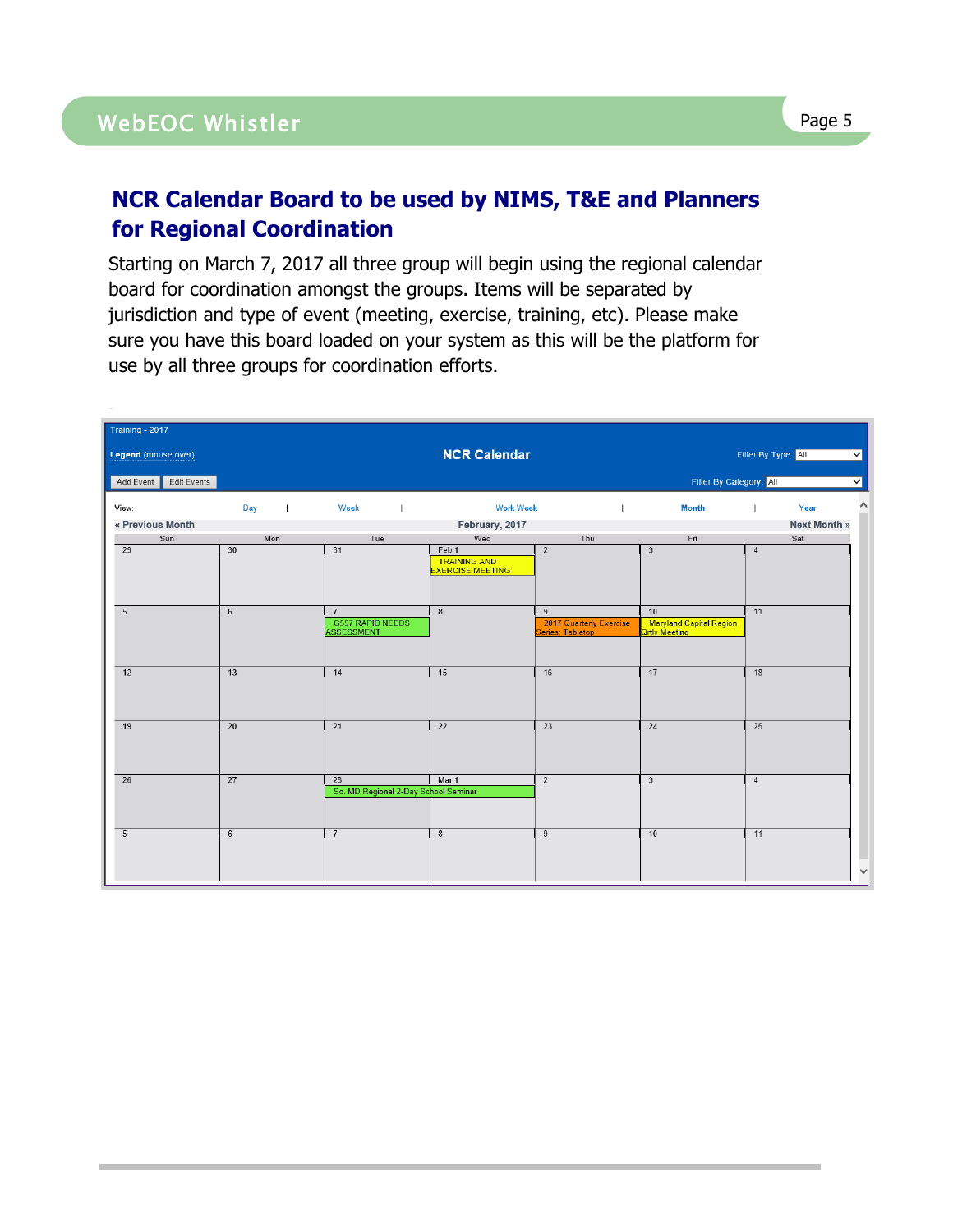## NCR Calendar Board to be used by NIMS, T&E and Planners for Regional Coordination

Starting on March 7, 2017 all three group will begin using the regional calendar board for coordination amongst the groups. Items will be separated by jurisdiction and type of event (meeting, exercise, training, etc). Please make sure you have this board loaded on your system as this will be the platform for use by all three groups for coordination efforts.

Training - 2017

Legend (mouse over) **NCR Calendar** Filter By Type: All

Add Event | Edit Events Filter By Category: All

View: Day | Week | Work Week | Month | Year

« Previous Month **February, 2017** Next Month »

| Sun | Mon | Tue | Wed | Thu | Fri | Sat |
|---|---|---|---|---|---|---|
| 29 | 30 | 31 | Feb 1 TRAINING AND EXERCISE MEETING | 2 | 3 | 4 |
| 5 | 6 | 7 G557 RAPID NEEDS ASSESSMENT | 8 | 9 2017 Quarterly Exercise Series: Tabletop | 10 Maryland Capital Region Qrtly Meeting | 11 |
| 12 | 13 | 14 | 15 | 16 | 17 | 18 |
| 19 | 20 | 21 | 22 | 23 | 24 | 25 |
| 26 | 27 | 28 So. MD Regional 2-Day School Seminar | Mar 1 So. MD Regional 2-Day School Seminar | 2 | 3 | 4 |
| 5 | 6 | 7 | 8 | 9 | 10 | 11 |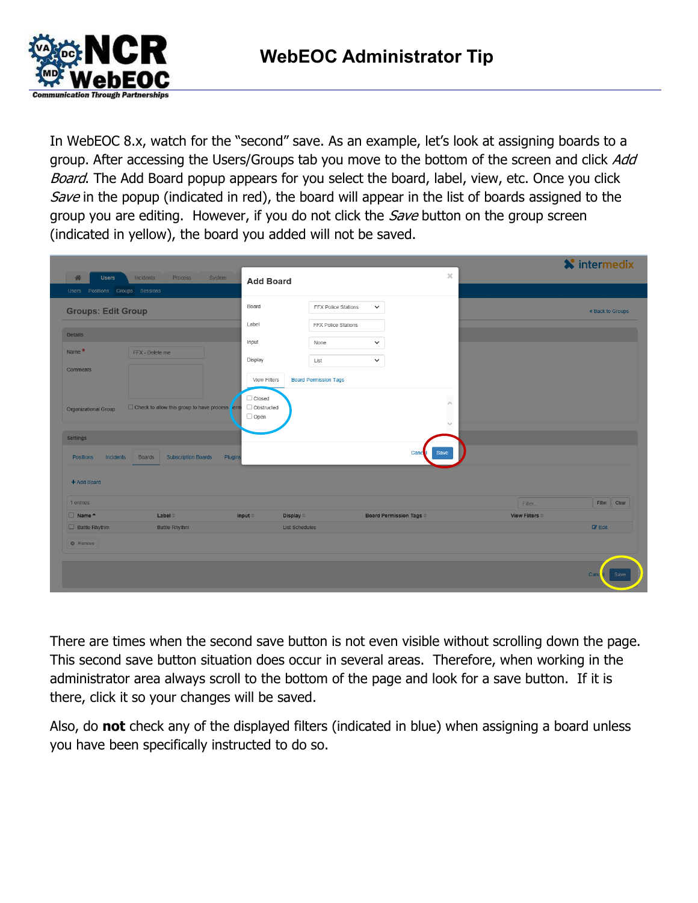# WebEOC Administrator Tip

In WebEOC 8.x, watch for the “second” save. As an example, let’s look at assigning boards to a group. After accessing the Users/Groups tab you move to the bottom of the screen and click *Add Board*. The Add Board popup appears for you select the board, label, view, etc. Once you click *Save* in the popup (indicated in red), the board will appear in the list of boards assigned to the group you are editing. However, if you do not click the *Save* button on the group screen (indicated in yellow), the board you added will not be saved.

There are times when the second save button is not even visible without scrolling down the page. This second save button situation does occur in several areas. Therefore, when working in the administrator area always scroll to the bottom of the page and look for a save button. If it is there, click it so your changes will be saved.

Also, do **not** check any of the displayed filters (indicated in blue) when assigning a board unless you have been specifically instructed to do so.